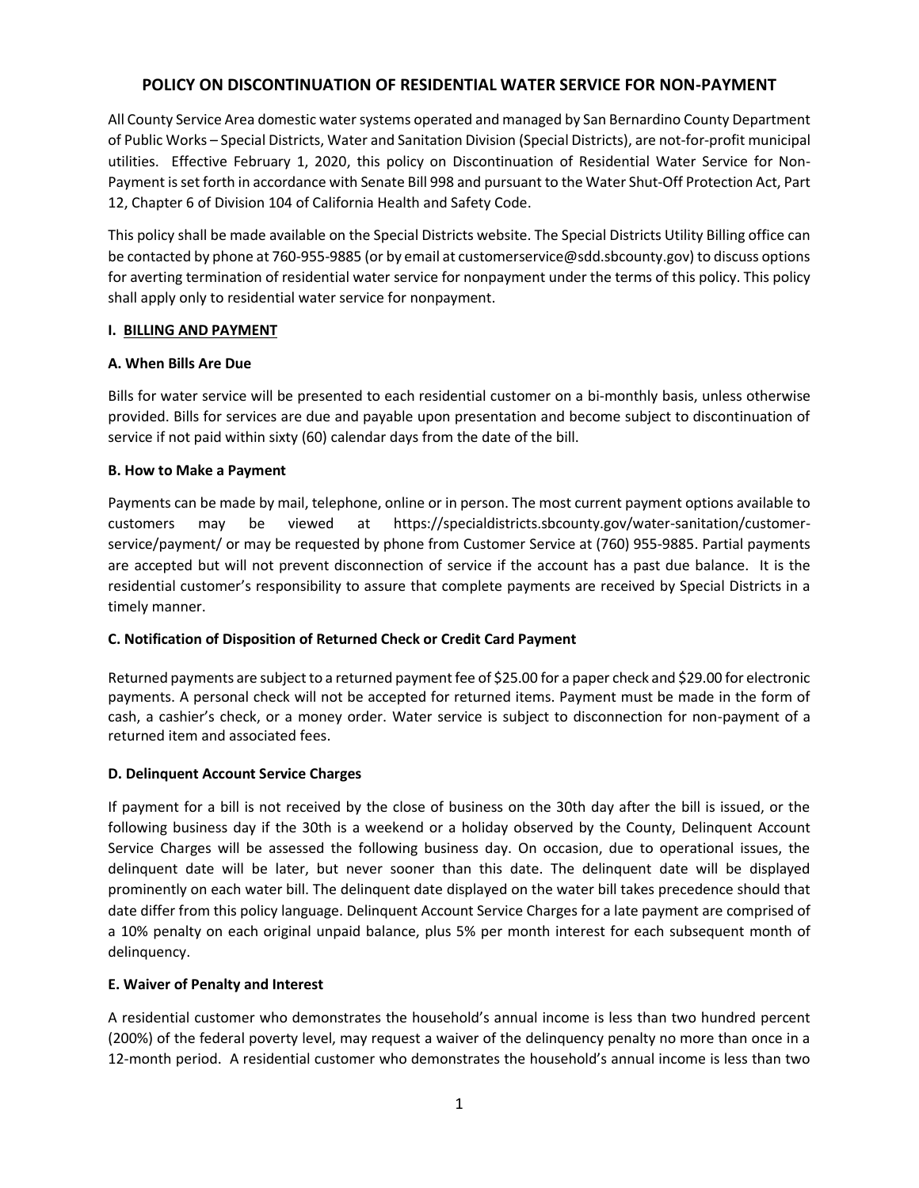# POLICY ON DISCONTINUATION OF RESIDENTIAL WATER SERVICE FOR NON-PAYMENT

All County Service Area domestic water systems operated and managed by San Bernardino County Department of Public Works – Special Districts, Water and Sanitation Division (Special Districts), are not-for-profit municipal utilities. Effective February 1, 2020, this policy on Discontinuation of Residential Water Service for Non-Payment is set forth in accordance with Senate Bill 998 and pursuant to the Water Shut-Off Protection Act, Part 12, Chapter 6 of Division 104 of California Health and Safety Code.

This policy shall be made available on the Special Districts website. The Special Districts Utility Billing office can be contacted by phone at 760-955-9885 (or by email at customerservice@sdd.sbcounty.gov) to discuss options for averting termination of residential water service for nonpayment under the terms of this policy. This policy shall apply only to residential water service for nonpayment.

## I. BILLING AND PAYMENT

### A. When Bills Are Due

Bills for water service will be presented to each residential customer on a bi-monthly basis, unless otherwise provided. Bills for services are due and payable upon presentation and become subject to discontinuation of service if not paid within sixty (60) calendar days from the date of the bill.

### B. How to Make a Payment

Payments can be made by mail, telephone, online or in person. The most current payment options available to customers may be viewed at https://specialdistricts.sbcounty.gov/water-sanitation/customer-service/payment/ or may be requested by phone from Customer Service at (760) 955-9885. Partial payments are accepted but will not prevent disconnection of service if the account has a past due balance. It is the residential customer's responsibility to assure that complete payments are received by Special Districts in a timely manner.

### C. Notification of Disposition of Returned Check or Credit Card Payment

Returned payments are subject to a returned payment fee of $25.00 for a paper check and $29.00 for electronic payments. A personal check will not be accepted for returned items. Payment must be made in the form of cash, a cashier's check, or a money order. Water service is subject to disconnection for non-payment of a returned item and associated fees.

### D. Delinquent Account Service Charges

If payment for a bill is not received by the close of business on the 30th day after the bill is issued, or the following business day if the 30th is a weekend or a holiday observed by the County, Delinquent Account Service Charges will be assessed the following business day. On occasion, due to operational issues, the delinquent date will be later, but never sooner than this date. The delinquent date will be displayed prominently on each water bill. The delinquent date displayed on the water bill takes precedence should that date differ from this policy language. Delinquent Account Service Charges for a late payment are comprised of a 10% penalty on each original unpaid balance, plus 5% per month interest for each subsequent month of delinquency.

### E. Waiver of Penalty and Interest

A residential customer who demonstrates the household's annual income is less than two hundred percent (200%) of the federal poverty level, may request a waiver of the delinquency penalty no more than once in a 12-month period. A residential customer who demonstrates the household's annual income is less than two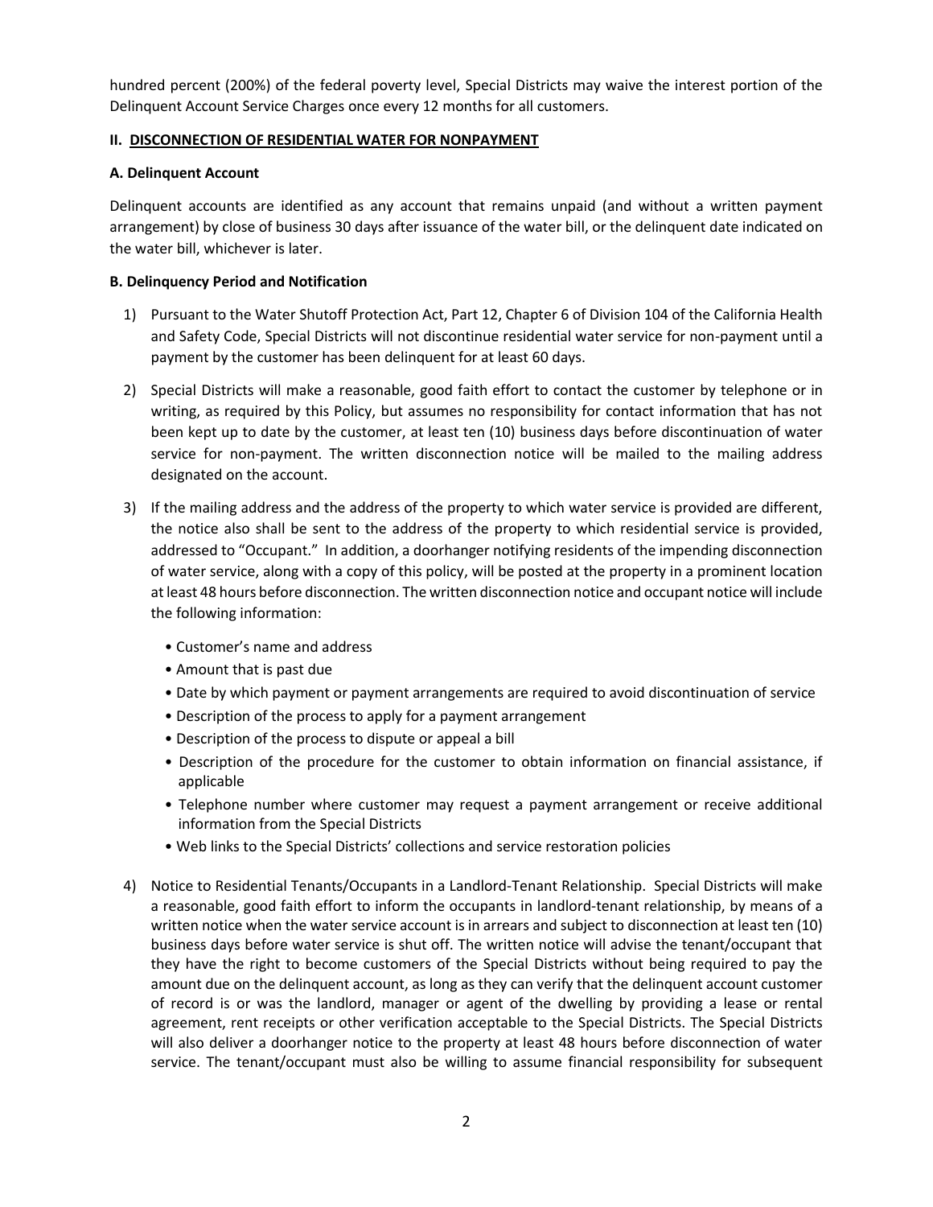hundred percent (200%) of the federal poverty level, Special Districts may waive the interest portion of the Delinquent Account Service Charges once every 12 months for all customers.

## II. DISCONNECTION OF RESIDENTIAL WATER FOR NONPAYMENT

### A. Delinquent Account

Delinquent accounts are identified as any account that remains unpaid (and without a written payment arrangement) by close of business 30 days after issuance of the water bill, or the delinquent date indicated on the water bill, whichever is later.

### B. Delinquency Period and Notification

1) Pursuant to the Water Shutoff Protection Act, Part 12, Chapter 6 of Division 104 of the California Health and Safety Code, Special Districts will not discontinue residential water service for non-payment until a payment by the customer has been delinquent for at least 60 days.

2) Special Districts will make a reasonable, good faith effort to contact the customer by telephone or in writing, as required by this Policy, but assumes no responsibility for contact information that has not been kept up to date by the customer, at least ten (10) business days before discontinuation of water service for non-payment. The written disconnection notice will be mailed to the mailing address designated on the account.

3) If the mailing address and the address of the property to which water service is provided are different, the notice also shall be sent to the address of the property to which residential service is provided, addressed to "Occupant." In addition, a doorhanger notifying residents of the impending disconnection of water service, along with a copy of this policy, will be posted at the property in a prominent location at least 48 hours before disconnection. The written disconnection notice and occupant notice will include the following information:

   - Customer's name and address
   - Amount that is past due
   - Date by which payment or payment arrangements are required to avoid discontinuation of service
   - Description of the process to apply for a payment arrangement
   - Description of the process to dispute or appeal a bill
   - Description of the procedure for the customer to obtain information on financial assistance, if applicable
   - Telephone number where customer may request a payment arrangement or receive additional information from the Special Districts
   - Web links to the Special Districts' collections and service restoration policies

4) Notice to Residential Tenants/Occupants in a Landlord-Tenant Relationship. Special Districts will make a reasonable, good faith effort to inform the occupants in landlord-tenant relationship, by means of a written notice when the water service account is in arrears and subject to disconnection at least ten (10) business days before water service is shut off. The written notice will advise the tenant/occupant that they have the right to become customers of the Special Districts without being required to pay the amount due on the delinquent account, as long as they can verify that the delinquent account customer of record is or was the landlord, manager or agent of the dwelling by providing a lease or rental agreement, rent receipts or other verification acceptable to the Special Districts. The Special Districts will also deliver a doorhanger notice to the property at least 48 hours before disconnection of water service. The tenant/occupant must also be willing to assume financial responsibility for subsequent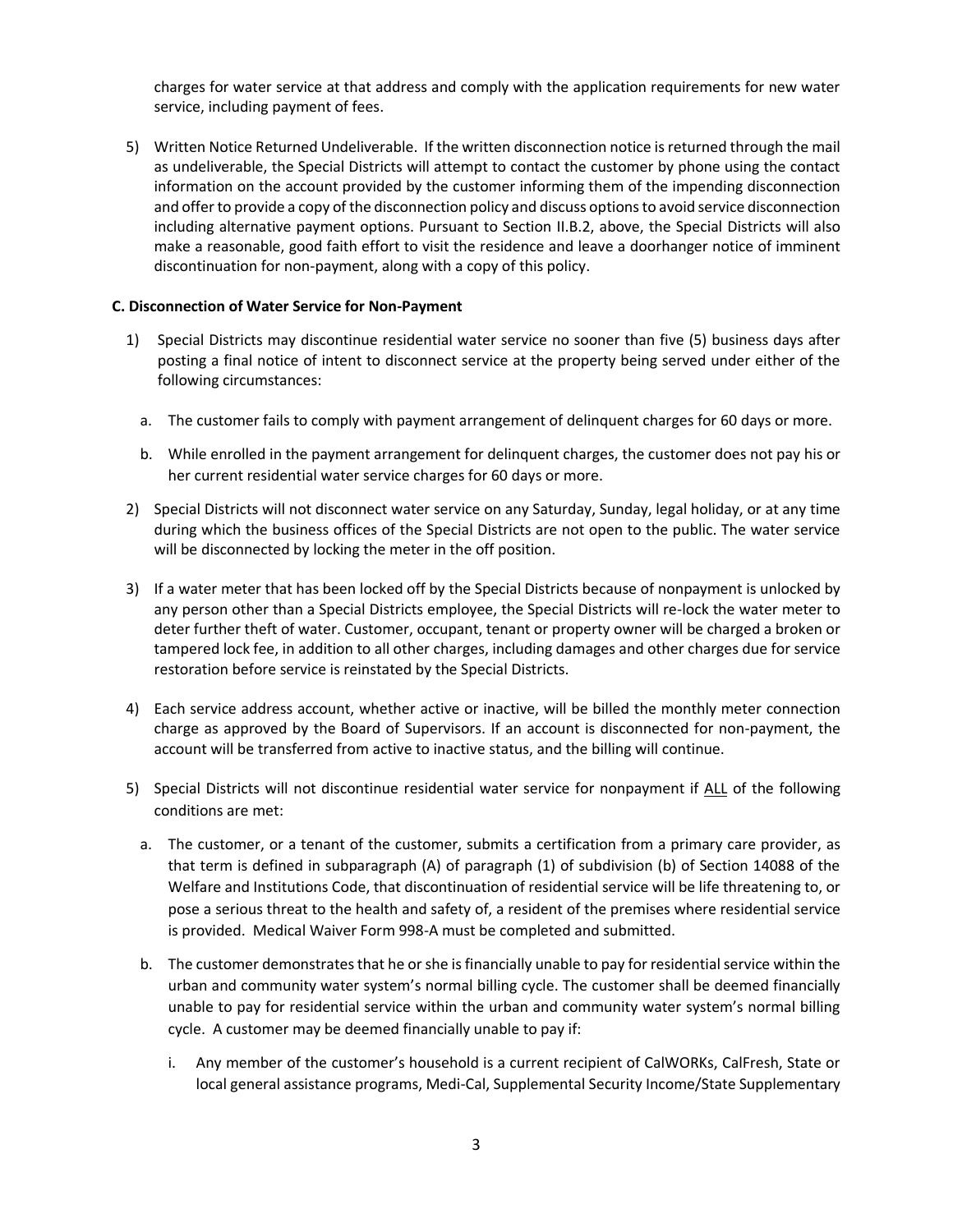charges for water service at that address and comply with the application requirements for new water service, including payment of fees.

5) Written Notice Returned Undeliverable. If the written disconnection notice is returned through the mail as undeliverable, the Special Districts will attempt to contact the customer by phone using the contact information on the account provided by the customer informing them of the impending disconnection and offer to provide a copy of the disconnection policy and discuss options to avoid service disconnection including alternative payment options. Pursuant to Section II.B.2, above, the Special Districts will also make a reasonable, good faith effort to visit the residence and leave a doorhanger notice of imminent discontinuation for non-payment, along with a copy of this policy.

**C. Disconnection of Water Service for Non-Payment**

1) Special Districts may discontinue residential water service no sooner than five (5) business days after posting a final notice of intent to disconnect service at the property being served under either of the following circumstances:

   a. The customer fails to comply with payment arrangement of delinquent charges for 60 days or more.

   b. While enrolled in the payment arrangement for delinquent charges, the customer does not pay his or her current residential water service charges for 60 days or more.

2) Special Districts will not disconnect water service on any Saturday, Sunday, legal holiday, or at any time during which the business offices of the Special Districts are not open to the public. The water service will be disconnected by locking the meter in the off position.

3) If a water meter that has been locked off by the Special Districts because of nonpayment is unlocked by any person other than a Special Districts employee, the Special Districts will re-lock the water meter to deter further theft of water. Customer, occupant, tenant or property owner will be charged a broken or tampered lock fee, in addition to all other charges, including damages and other charges due for service restoration before service is reinstated by the Special Districts.

4) Each service address account, whether active or inactive, will be billed the monthly meter connection charge as approved by the Board of Supervisors. If an account is disconnected for non-payment, the account will be transferred from active to inactive status, and the billing will continue.

5) Special Districts will not discontinue residential water service for nonpayment if ALL of the following conditions are met:

   a. The customer, or a tenant of the customer, submits a certification from a primary care provider, as that term is defined in subparagraph (A) of paragraph (1) of subdivision (b) of Section 14088 of the Welfare and Institutions Code, that discontinuation of residential service will be life threatening to, or pose a serious threat to the health and safety of, a resident of the premises where residential service is provided. Medical Waiver Form 998-A must be completed and submitted.

   b. The customer demonstrates that he or she is financially unable to pay for residential service within the urban and community water system's normal billing cycle. The customer shall be deemed financially unable to pay for residential service within the urban and community water system's normal billing cycle. A customer may be deemed financially unable to pay if:

      i. Any member of the customer's household is a current recipient of CalWORKs, CalFresh, State or local general assistance programs, Medi-Cal, Supplemental Security Income/State Supplementary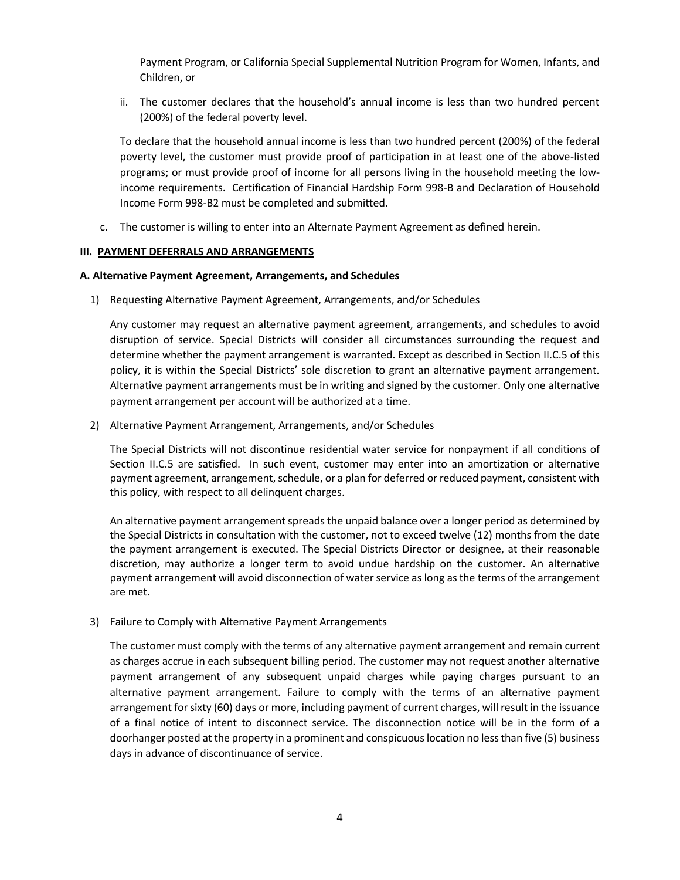Payment Program, or California Special Supplemental Nutrition Program for Women, Infants, and Children, or

ii. The customer declares that the household's annual income is less than two hundred percent (200%) of the federal poverty level.

To declare that the household annual income is less than two hundred percent (200%) of the federal poverty level, the customer must provide proof of participation in at least one of the above-listed programs; or must provide proof of income for all persons living in the household meeting the low-income requirements. Certification of Financial Hardship Form 998-B and Declaration of Household Income Form 998-B2 must be completed and submitted.

c. The customer is willing to enter into an Alternate Payment Agreement as defined herein.

**III. PAYMENT DEFERRALS AND ARRANGEMENTS**

**A. Alternative Payment Agreement, Arrangements, and Schedules**

1) Requesting Alternative Payment Agreement, Arrangements, and/or Schedules

Any customer may request an alternative payment agreement, arrangements, and schedules to avoid disruption of service. Special Districts will consider all circumstances surrounding the request and determine whether the payment arrangement is warranted. Except as described in Section II.C.5 of this policy, it is within the Special Districts' sole discretion to grant an alternative payment arrangement. Alternative payment arrangements must be in writing and signed by the customer. Only one alternative payment arrangement per account will be authorized at a time.

2) Alternative Payment Arrangement, Arrangements, and/or Schedules

The Special Districts will not discontinue residential water service for nonpayment if all conditions of Section II.C.5 are satisfied. In such event, customer may enter into an amortization or alternative payment agreement, arrangement, schedule, or a plan for deferred or reduced payment, consistent with this policy, with respect to all delinquent charges.

An alternative payment arrangement spreads the unpaid balance over a longer period as determined by the Special Districts in consultation with the customer, not to exceed twelve (12) months from the date the payment arrangement is executed. The Special Districts Director or designee, at their reasonable discretion, may authorize a longer term to avoid undue hardship on the customer. An alternative payment arrangement will avoid disconnection of water service as long as the terms of the arrangement are met.

3) Failure to Comply with Alternative Payment Arrangements

The customer must comply with the terms of any alternative payment arrangement and remain current as charges accrue in each subsequent billing period. The customer may not request another alternative payment arrangement of any subsequent unpaid charges while paying charges pursuant to an alternative payment arrangement. Failure to comply with the terms of an alternative payment arrangement for sixty (60) days or more, including payment of current charges, will result in the issuance of a final notice of intent to disconnect service. The disconnection notice will be in the form of a doorhanger posted at the property in a prominent and conspicuous location no less than five (5) business days in advance of discontinuance of service.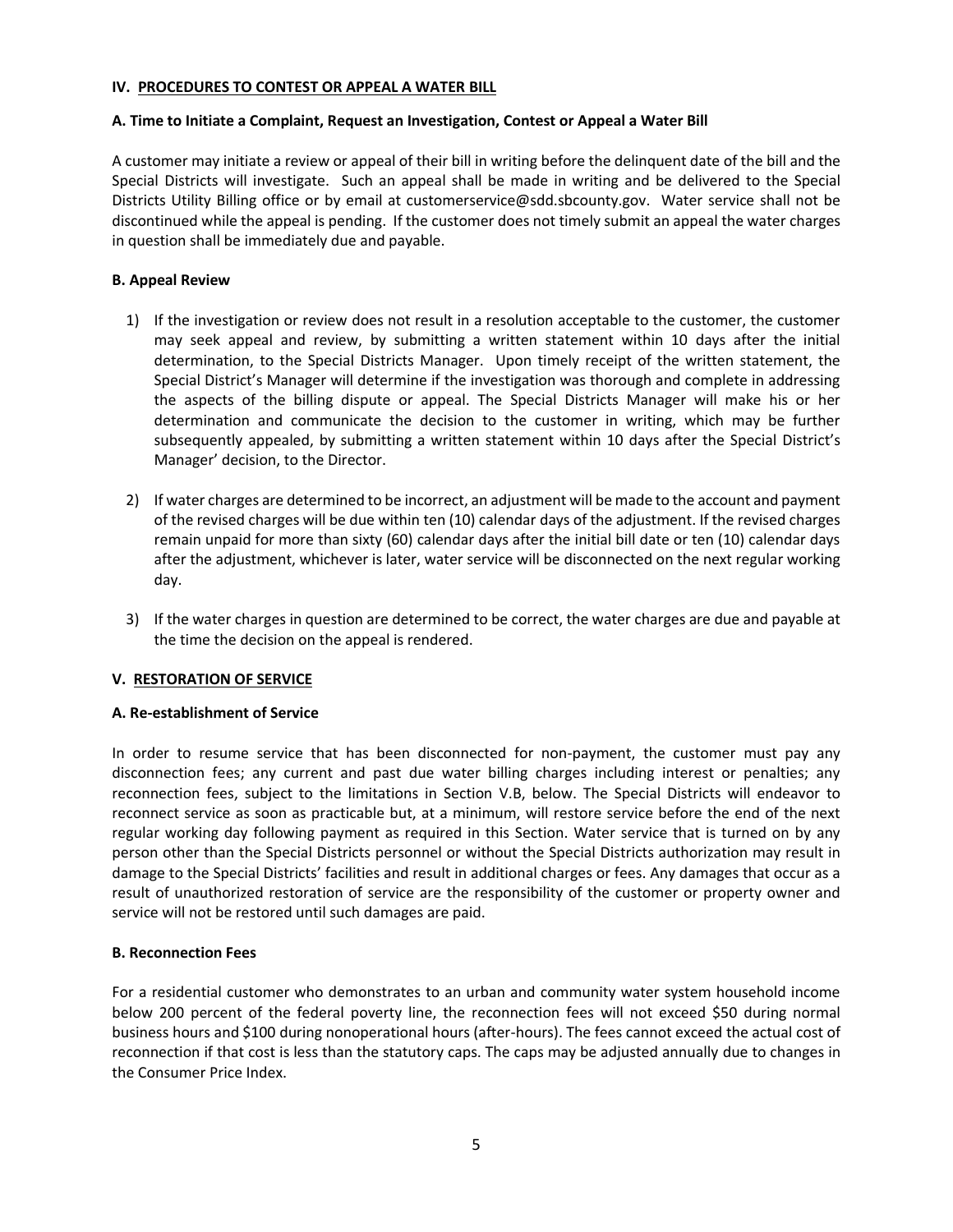## IV. PROCEDURES TO CONTEST OR APPEAL A WATER BILL

### A. Time to Initiate a Complaint, Request an Investigation, Contest or Appeal a Water Bill

A customer may initiate a review or appeal of their bill in writing before the delinquent date of the bill and the Special Districts will investigate. Such an appeal shall be made in writing and be delivered to the Special Districts Utility Billing office or by email at customerservice@sdd.sbcounty.gov. Water service shall not be discontinued while the appeal is pending. If the customer does not timely submit an appeal the water charges in question shall be immediately due and payable.

### B. Appeal Review

1) If the investigation or review does not result in a resolution acceptable to the customer, the customer may seek appeal and review, by submitting a written statement within 10 days after the initial determination, to the Special Districts Manager. Upon timely receipt of the written statement, the Special District's Manager will determine if the investigation was thorough and complete in addressing the aspects of the billing dispute or appeal. The Special Districts Manager will make his or her determination and communicate the decision to the customer in writing, which may be further subsequently appealed, by submitting a written statement within 10 days after the Special District's Manager' decision, to the Director.

2) If water charges are determined to be incorrect, an adjustment will be made to the account and payment of the revised charges will be due within ten (10) calendar days of the adjustment. If the revised charges remain unpaid for more than sixty (60) calendar days after the initial bill date or ten (10) calendar days after the adjustment, whichever is later, water service will be disconnected on the next regular working day.

3) If the water charges in question are determined to be correct, the water charges are due and payable at the time the decision on the appeal is rendered.

## V. RESTORATION OF SERVICE

### A. Re-establishment of Service

In order to resume service that has been disconnected for non-payment, the customer must pay any disconnection fees; any current and past due water billing charges including interest or penalties; any reconnection fees, subject to the limitations in Section V.B, below. The Special Districts will endeavor to reconnect service as soon as practicable but, at a minimum, will restore service before the end of the next regular working day following payment as required in this Section. Water service that is turned on by any person other than the Special Districts personnel or without the Special Districts authorization may result in damage to the Special Districts' facilities and result in additional charges or fees. Any damages that occur as a result of unauthorized restoration of service are the responsibility of the customer or property owner and service will not be restored until such damages are paid.

### B. Reconnection Fees

For a residential customer who demonstrates to an urban and community water system household income below 200 percent of the federal poverty line, the reconnection fees will not exceed $50 during normal business hours and $100 during nonoperational hours (after-hours). The fees cannot exceed the actual cost of reconnection if that cost is less than the statutory caps. The caps may be adjusted annually due to changes in the Consumer Price Index.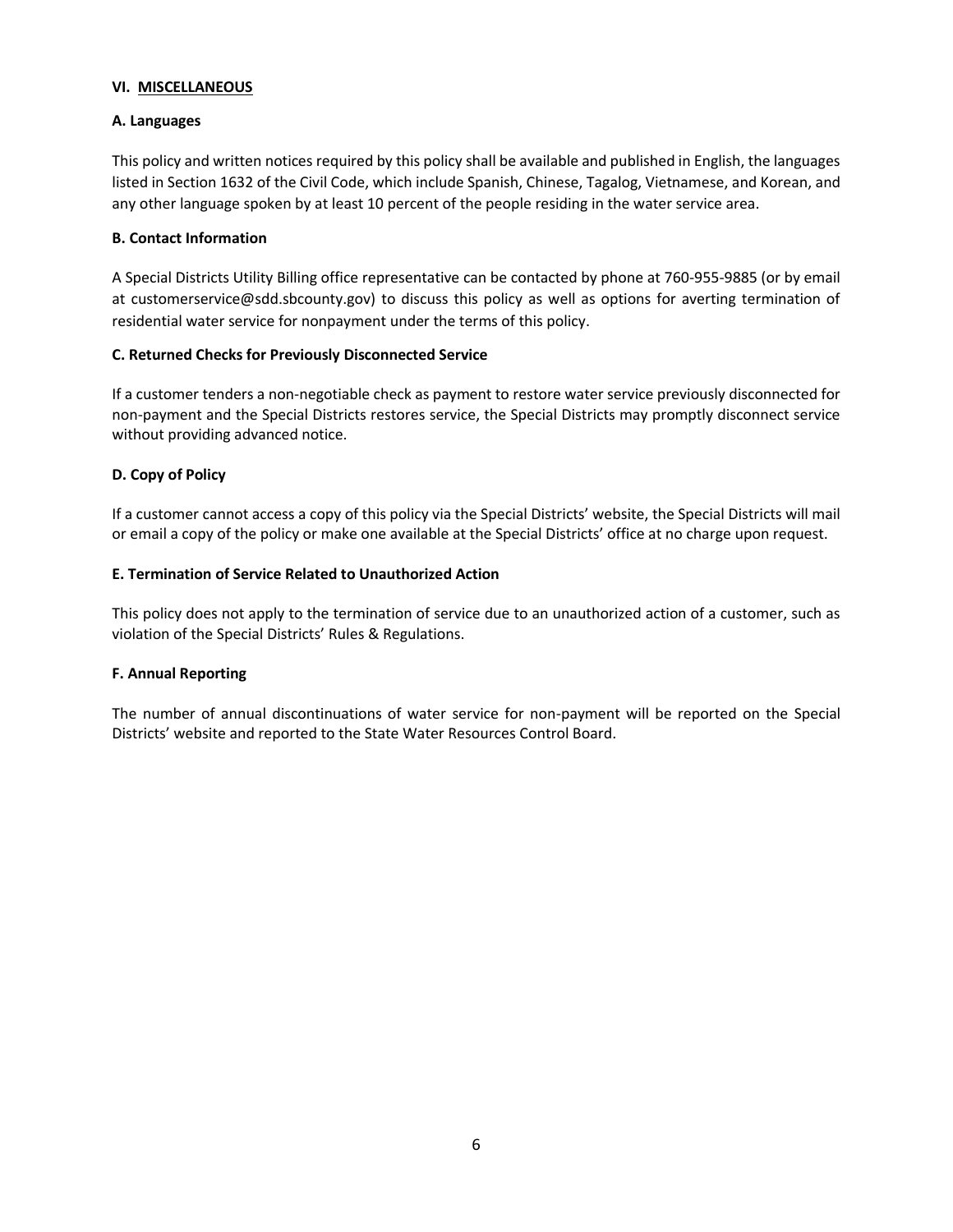## VI. MISCELLANEOUS

### A. Languages

This policy and written notices required by this policy shall be available and published in English, the languages listed in Section 1632 of the Civil Code, which include Spanish, Chinese, Tagalog, Vietnamese, and Korean, and any other language spoken by at least 10 percent of the people residing in the water service area.

### B. Contact Information

A Special Districts Utility Billing office representative can be contacted by phone at 760-955-9885 (or by email at customerservice@sdd.sbcounty.gov) to discuss this policy as well as options for averting termination of residential water service for nonpayment under the terms of this policy.

### C. Returned Checks for Previously Disconnected Service

If a customer tenders a non-negotiable check as payment to restore water service previously disconnected for non-payment and the Special Districts restores service, the Special Districts may promptly disconnect service without providing advanced notice.

### D. Copy of Policy

If a customer cannot access a copy of this policy via the Special Districts' website, the Special Districts will mail or email a copy of the policy or make one available at the Special Districts' office at no charge upon request.

### E. Termination of Service Related to Unauthorized Action

This policy does not apply to the termination of service due to an unauthorized action of a customer, such as violation of the Special Districts' Rules & Regulations.

### F. Annual Reporting

The number of annual discontinuations of water service for non-payment will be reported on the Special Districts' website and reported to the State Water Resources Control Board.